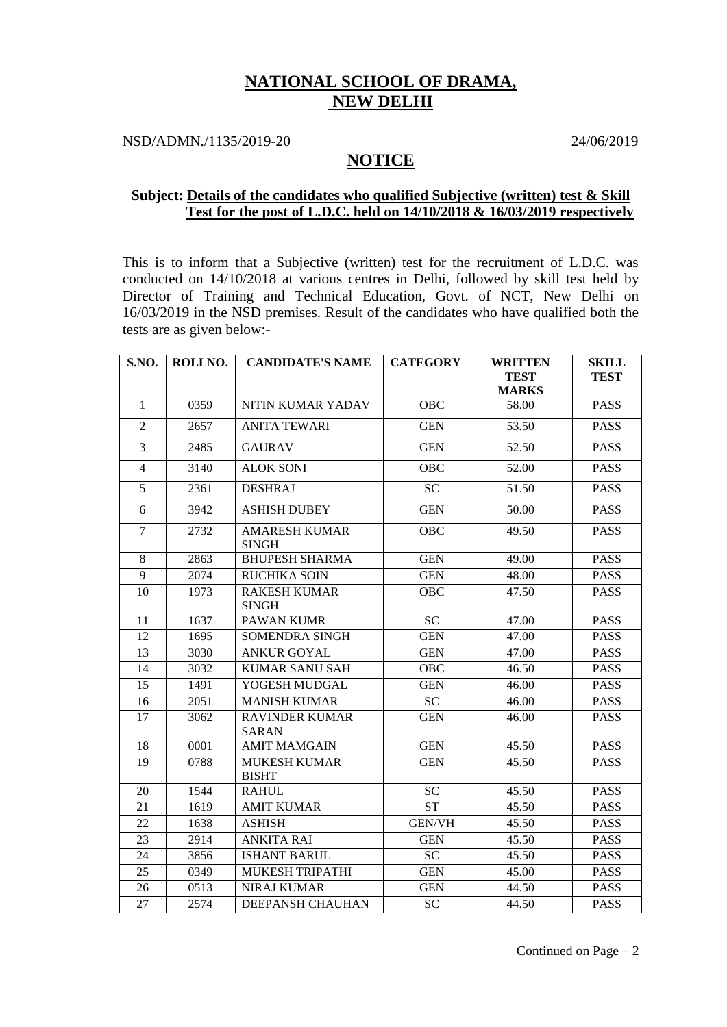# NATIONAL SCHOOL OF DRAMA, NEW DELHI

NSD/ADMN./1135/2019-20 24/06/2019

## NOTICE

**Subject: Details of the candidates who qualified Subjective (written) test & Skill Test for the post of L.D.C. held on 14/10/2018 & 16/03/2019 respectively**

This is to inform that a Subjective (written) test for the recruitment of L.D.C. was conducted on 14/10/2018 at various centres in Delhi, followed by skill test held by Director of Training and Technical Education, Govt. of NCT, New Delhi on 16/03/2019 in the NSD premises. Result of the candidates who have qualified both the tests are as given below:-

| S.NO. | ROLLNO. | CANDIDATE'S NAME | CATEGORY | WRITTEN TEST MARKS | SKILL TEST |
|---|---|---|---|---|---|
| 1 | 0359 | NITIN KUMAR YADAV | OBC | 58.00 | PASS |
| 2 | 2657 | ANITA TEWARI | GEN | 53.50 | PASS |
| 3 | 2485 | GAURAV | GEN | 52.50 | PASS |
| 4 | 3140 | ALOK SONI | OBC | 52.00 | PASS |
| 5 | 2361 | DESHRAJ | SC | 51.50 | PASS |
| 6 | 3942 | ASHISH DUBEY | GEN | 50.00 | PASS |
| 7 | 2732 | AMARESH KUMAR SINGH | OBC | 49.50 | PASS |
| 8 | 2863 | BHUPESH SHARMA | GEN | 49.00 | PASS |
| 9 | 2074 | RUCHIKA SOIN | GEN | 48.00 | PASS |
| 10 | 1973 | RAKESH KUMAR SINGH | OBC | 47.50 | PASS |
| 11 | 1637 | PAWAN KUMR | SC | 47.00 | PASS |
| 12 | 1695 | SOMENDRA SINGH | GEN | 47.00 | PASS |
| 13 | 3030 | ANKUR GOYAL | GEN | 47.00 | PASS |
| 14 | 3032 | KUMAR SANU SAH | OBC | 46.50 | PASS |
| 15 | 1491 | YOGESH MUDGAL | GEN | 46.00 | PASS |
| 16 | 2051 | MANISH KUMAR | SC | 46.00 | PASS |
| 17 | 3062 | RAVINDER KUMAR SARAN | GEN | 46.00 | PASS |
| 18 | 0001 | AMIT MAMGAIN | GEN | 45.50 | PASS |
| 19 | 0788 | MUKESH KUMAR BISHT | GEN | 45.50 | PASS |
| 20 | 1544 | RAHUL | SC | 45.50 | PASS |
| 21 | 1619 | AMIT KUMAR | ST | 45.50 | PASS |
| 22 | 1638 | ASHISH | GEN/VH | 45.50 | PASS |
| 23 | 2914 | ANKITA RAI | GEN | 45.50 | PASS |
| 24 | 3856 | ISHANT BARUL | SC | 45.50 | PASS |
| 25 | 0349 | MUKESH TRIPATHI | GEN | 45.00 | PASS |
| 26 | 0513 | NIRAJ KUMAR | GEN | 44.50 | PASS |
| 27 | 2574 | DEEPANSH CHAUHAN | SC | 44.50 | PASS |

Continued on Page – 2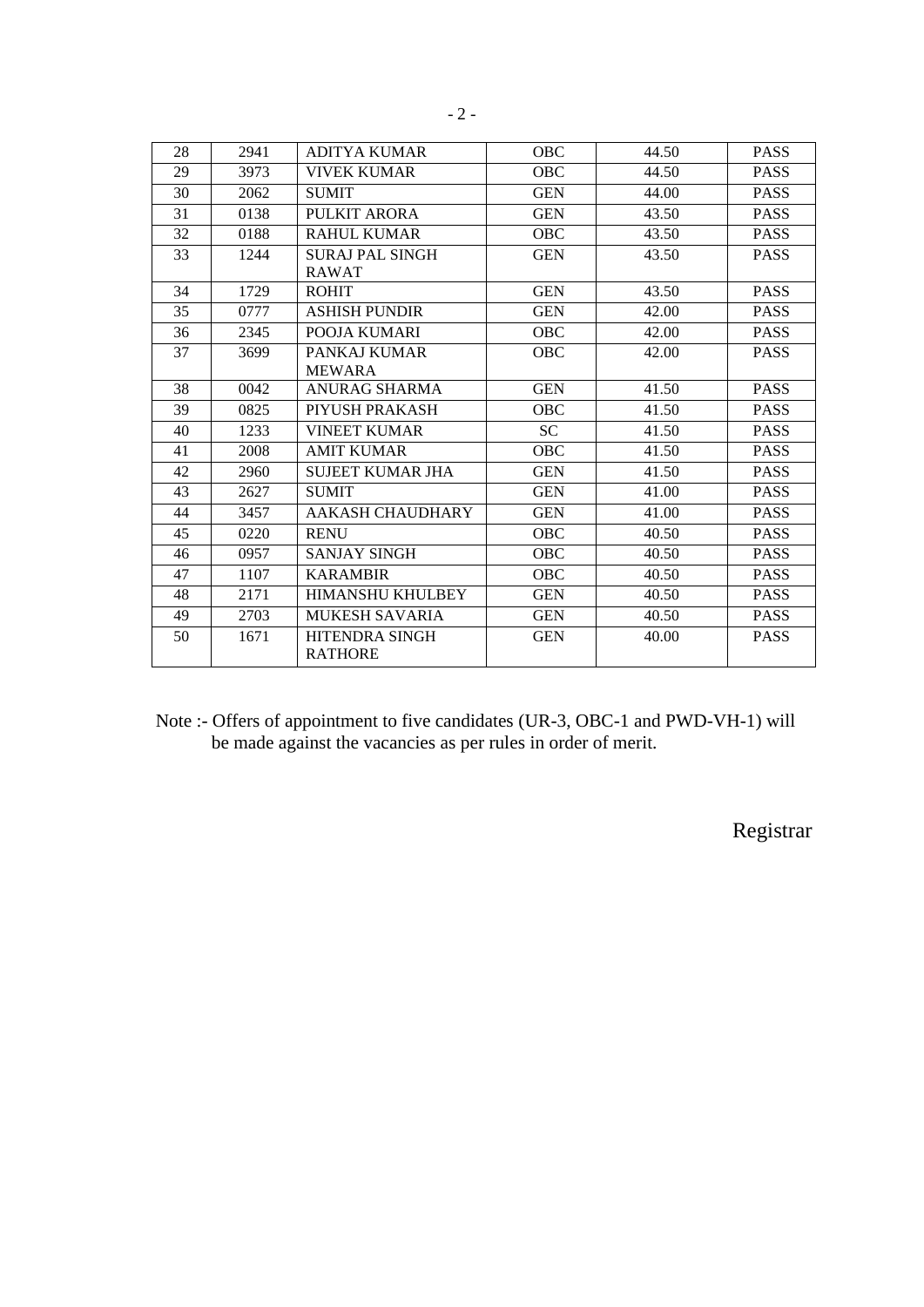| | | | | | |
|---|---|---|---|---|---|
| 28 | 2941 | ADITYA KUMAR | OBC | 44.50 | PASS |
| 29 | 3973 | VIVEK KUMAR | OBC | 44.50 | PASS |
| 30 | 2062 | SUMIT | GEN | 44.00 | PASS |
| 31 | 0138 | PULKIT ARORA | GEN | 43.50 | PASS |
| 32 | 0188 | RAHUL KUMAR | OBC | 43.50 | PASS |
| 33 | 1244 | SURAJ PAL SINGH RAWAT | GEN | 43.50 | PASS |
| 34 | 1729 | ROHIT | GEN | 43.50 | PASS |
| 35 | 0777 | ASHISH PUNDIR | GEN | 42.00 | PASS |
| 36 | 2345 | POOJA KUMARI | OBC | 42.00 | PASS |
| 37 | 3699 | PANKAJ KUMAR MEWARA | OBC | 42.00 | PASS |
| 38 | 0042 | ANURAG SHARMA | GEN | 41.50 | PASS |
| 39 | 0825 | PIYUSH PRAKASH | OBC | 41.50 | PASS |
| 40 | 1233 | VINEET KUMAR | SC | 41.50 | PASS |
| 41 | 2008 | AMIT KUMAR | OBC | 41.50 | PASS |
| 42 | 2960 | SUJEET KUMAR JHA | GEN | 41.50 | PASS |
| 43 | 2627 | SUMIT | GEN | 41.00 | PASS |
| 44 | 3457 | AAKASH CHAUDHARY | GEN | 41.00 | PASS |
| 45 | 0220 | RENU | OBC | 40.50 | PASS |
| 46 | 0957 | SANJAY SINGH | OBC | 40.50 | PASS |
| 47 | 1107 | KARAMBIR | OBC | 40.50 | PASS |
| 48 | 2171 | HIMANSHU KHULBEY | GEN | 40.50 | PASS |
| 49 | 2703 | MUKESH SAVARIA | GEN | 40.50 | PASS |
| 50 | 1671 | HITENDRA SINGH RATHORE | GEN | 40.00 | PASS |

Note :- Offers of appointment to five candidates (UR-3, OBC-1 and PWD-VH-1) will be made against the vacancies as per rules in order of merit.

Registrar